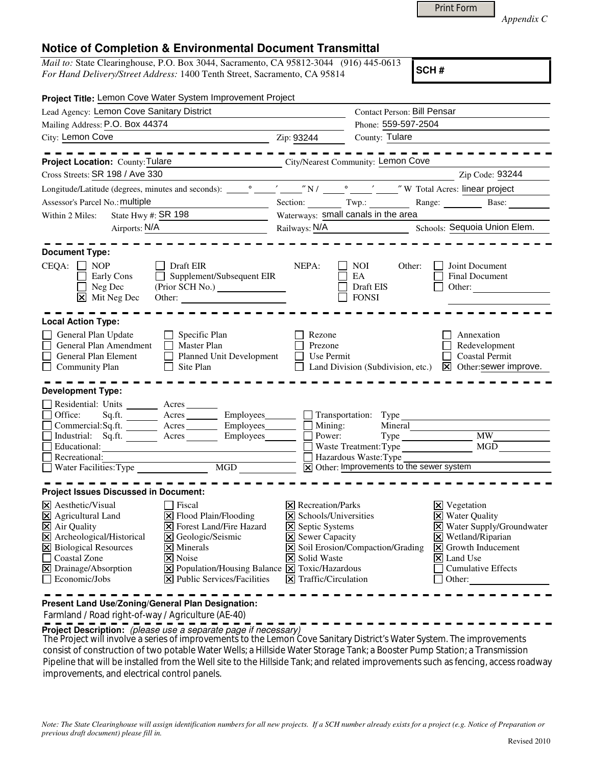Print Form

*Appendix C*

# Notice of Completion & Environmental Document Transmittal

*Mail to:* State Clearinghouse, P.O. Box 3044, Sacramento, CA 95812-3044 (916) 445-0613
*For Hand Delivery/Street Address:* 1400 Tenth Street, Sacramento, CA 95814

**SCH #**

**Project Title:** Lemon Cove Water System Improvement Project

Lead Agency: Lemon Cove Sanitary District
Contact Person: Bill Pensar
Mailing Address: P.O. Box 44374
Phone: 559-597-2504
City: Lemon Cove
Zip: 93244
County: Tulare

---

**Project Location:** County: Tulare
City/Nearest Community: Lemon Cove
Cross Streets: SR 198 / Ave 330
Zip Code: 93244
Longitude/Latitude (degrees, minutes and seconds): \_\_\_° \_\_\_′ \_\_\_″ N / \_\_\_° \_\_\_′ \_\_\_″ W Total Acres: linear project
Assessor's Parcel No.: multiple
Section: \_\_\_ Twp.: \_\_\_ Range: \_\_\_ Base: \_\_\_
Within 2 Miles: State Hwy #: SR 198
Waterways: small canals in the area
Airports: N/A
Railways: N/A
Schools: Sequoia Union Elem.

---

**Document Type:**

CEQA:
- [ ] NOP
- [ ] Early Cons
- [ ] Neg Dec
- [x] Mit Neg Dec
- [ ] Draft EIR
- [ ] Supplement/Subsequent EIR (Prior SCH No.) \_\_\_
- Other: \_\_\_

NEPA:
- [ ] NOI
- [ ] EA
- [ ] Draft EIS
- [ ] FONSI

Other:
- [ ] Joint Document
- [ ] Final Document
- [ ] Other: \_\_\_

---

**Local Action Type:**

- [ ] General Plan Update
- [ ] General Plan Amendment
- [ ] General Plan Element
- [ ] Community Plan
- [ ] Specific Plan
- [ ] Master Plan
- [ ] Planned Unit Development
- [ ] Site Plan
- [ ] Rezone
- [ ] Prezone
- [ ] Use Permit
- [ ] Land Division (Subdivision, etc.)
- [ ] Annexation
- [ ] Redevelopment
- [ ] Coastal Permit
- [x] Other: sewer improve.

---

**Development Type:**

- [ ] Residential: Units \_\_\_ Acres \_\_\_
- [ ] Office: Sq.ft. \_\_\_ Acres \_\_\_ Employees \_\_\_
- [ ] Commercial: Sq.ft. \_\_\_ Acres \_\_\_ Employees \_\_\_
- [ ] Industrial: Sq.ft. \_\_\_ Acres \_\_\_ Employees \_\_\_
- [ ] Educational: \_\_\_
- [ ] Recreational: \_\_\_
- [ ] Water Facilities: Type \_\_\_ MGD \_\_\_
- [ ] Transportation: Type \_\_\_
- [ ] Mining: Mineral \_\_\_
- [ ] Power: Type \_\_\_ MW \_\_\_
- [ ] Waste Treatment: Type \_\_\_ MGD \_\_\_
- [ ] Hazardous Waste: Type \_\_\_
- [x] Other: Improvements to the sewer system

---

**Project Issues Discussed in Document:**

- [x] Aesthetic/Visual
- [x] Agricultural Land
- [x] Air Quality
- [x] Archeological/Historical
- [x] Biological Resources
- [ ] Coastal Zone
- [x] Drainage/Absorption
- [ ] Economic/Jobs
- [ ] Fiscal
- [x] Flood Plain/Flooding
- [x] Forest Land/Fire Hazard
- [x] Geologic/Seismic
- [x] Minerals
- [x] Noise
- [x] Population/Housing Balance
- [x] Public Services/Facilities
- [x] Recreation/Parks
- [x] Schools/Universities
- [x] Septic Systems
- [x] Sewer Capacity
- [x] Soil Erosion/Compaction/Grading
- [x] Solid Waste
- [x] Toxic/Hazardous
- [x] Traffic/Circulation
- [x] Vegetation
- [x] Water Quality
- [x] Water Supply/Groundwater
- [x] Wetland/Riparian
- [x] Growth Inducement
- [x] Land Use
- [ ] Cumulative Effects
- [ ] Other: \_\_\_

---

**Present Land Use/Zoning/General Plan Designation:**

Farmland / Road right-of-way / Agriculture (AE-40)

**Project Description:** *(please use a separate page if necessary)*

The Project will involve a series of improvements to the Lemon Cove Sanitary District's Water System. The improvements consist of construction of two potable Water Wells; a Hillside Water Storage Tank; a Booster Pump Station; a Transmission Pipeline that will be installed from the Well site to the Hillside Tank; and related improvements such as fencing, access roadway improvements, and electrical control panels.

*Note: The State Clearinghouse will assign identification numbers for all new projects. If a SCH number already exists for a project (e.g. Notice of Preparation or previous draft document) please fill in.*

Revised 2010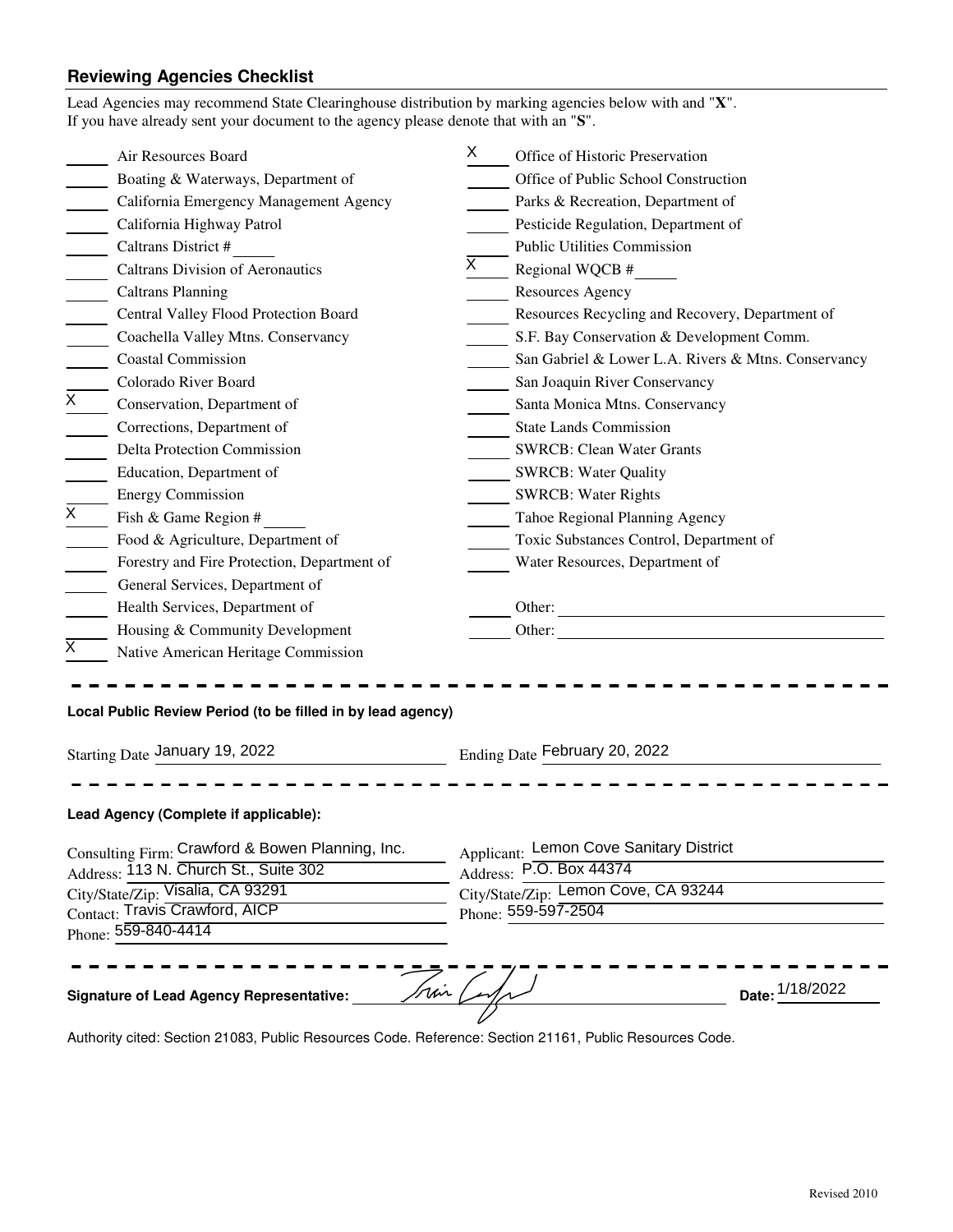## Reviewing Agencies Checklist

Lead Agencies may recommend State Clearinghouse distribution by marking agencies below with and "**X**".
If you have already sent your document to the agency please denote that with an "**S**".

| | | | |
|---|---|---|---|
| | Air Resources Board | X | Office of Historic Preservation |
| | Boating & Waterways, Department of | | Office of Public School Construction |
| | California Emergency Management Agency | | Parks & Recreation, Department of |
| | California Highway Patrol | | Pesticide Regulation, Department of |
| | Caltrans District # ____ | | Public Utilities Commission |
| | Caltrans Division of Aeronautics | X | Regional WQCB # ____ |
| | Caltrans Planning | | Resources Agency |
| | Central Valley Flood Protection Board | | Resources Recycling and Recovery, Department of |
| | Coachella Valley Mtns. Conservancy | | S.F. Bay Conservation & Development Comm. |
| | Coastal Commission | | San Gabriel & Lower L.A. Rivers & Mtns. Conservancy |
| | Colorado River Board | | San Joaquin River Conservancy |
| X | Conservation, Department of | | Santa Monica Mtns. Conservancy |
| | Corrections, Department of | | State Lands Commission |
| | Delta Protection Commission | | SWRCB: Clean Water Grants |
| | Education, Department of | | SWRCB: Water Quality |
| | Energy Commission | | SWRCB: Water Rights |
| X | Fish & Game Region # ____ | | Tahoe Regional Planning Agency |
| | Food & Agriculture, Department of | | Toxic Substances Control, Department of |
| | Forestry and Fire Protection, Department of | | Water Resources, Department of |
| | General Services, Department of | | |
| | Health Services, Department of | | Other: |
| | Housing & Community Development | | Other: |
| X | Native American Heritage Commission | | |

**Local Public Review Period (to be filled in by lead agency)**

Starting Date January 19, 2022 Ending Date February 20, 2022

**Lead Agency (Complete if applicable):**

Consulting Firm: Crawford & Bowen Planning, Inc.
Address: 113 N. Church St., Suite 302
City/State/Zip: Visalia, CA 93291
Contact: Travis Crawford, AICP
Phone: 559-840-4414

Applicant: Lemon Cove Sanitary District
Address: P.O. Box 44374
City/State/Zip: Lemon Cove, CA 93244
Phone: 559-597-2504

**Signature of Lead Agency Representative:** [signature] **Date:** 1/18/2022

Authority cited: Section 21083, Public Resources Code. Reference: Section 21161, Public Resources Code.

Revised 2010